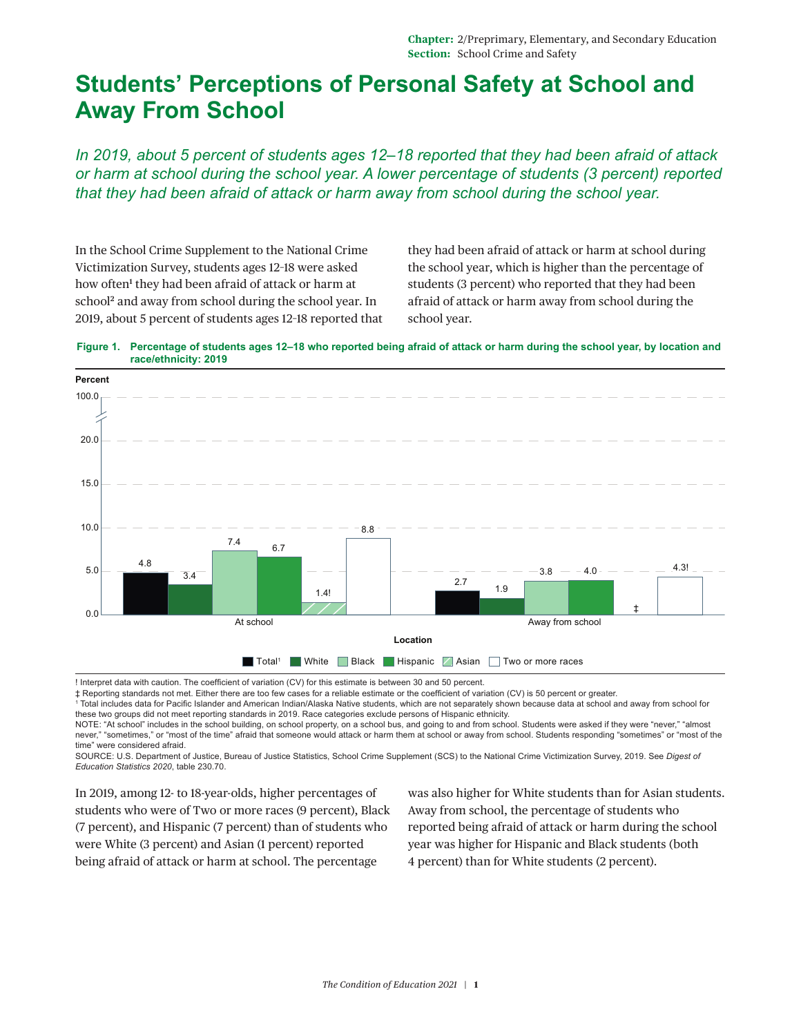Chapter: 2/Preprimary, Elementary, and Secondary Education
Section: School Crime and Safety

# Students' Perceptions of Personal Safety at School and Away From School

*In 2019, about 5 percent of students ages 12–18 reported that they had been afraid of attack or harm at school during the school year. A lower percentage of students (3 percent) reported that they had been afraid of attack or harm away from school during the school year.*

In the School Crime Supplement to the National Crime Victimization Survey, students ages 12-18 were asked how often[1] they had been afraid of attack or harm at school[2] and away from school during the school year. In 2019, about 5 percent of students ages 12-18 reported that they had been afraid of attack or harm at school during the school year, which is higher than the percentage of students (3 percent) who reported that they had been afraid of attack or harm away from school during the school year.

**Figure 1. Percentage of students ages 12–18 who reported being afraid of attack or harm during the school year, by location and race/ethnicity: 2019**

| Location | Total[1] | White | Black | Hispanic | Asian | Two or more races |
|---|---|---|---|---|---|---|
| At school | 4.8 | 3.4 | 7.4 | 6.7 | 1.4! | 8.8 |
| Away from school | 2.7 | 1.9 | 3.8 | 4.0 | ‡ | 4.3! |

! Interpret data with caution. The coefficient of variation (CV) for this estimate is between 30 and 50 percent.
‡ Reporting standards not met. Either there are too few cases for a reliable estimate or the coefficient of variation (CV) is 50 percent or greater.
[1] Total includes data for Pacific Islander and American Indian/Alaska Native students, which are not separately shown because data at school and away from school for these two groups did not meet reporting standards in 2019. Race categories exclude persons of Hispanic ethnicity.
NOTE: "At school" includes in the school building, on school property, on a school bus, and going to and from school. Students were asked if they were "never," "almost never," "sometimes," or "most of the time" afraid that someone would attack or harm them at school or away from school. Students responding "sometimes" or "most of the time" were considered afraid.
SOURCE: U.S. Department of Justice, Bureau of Justice Statistics, School Crime Supplement (SCS) to the National Crime Victimization Survey, 2019. See *Digest of Education Statistics 2020*, table 230.70.

In 2019, among 12- to 18-year-olds, higher percentages of students who were of Two or more races (9 percent), Black (7 percent), and Hispanic (7 percent) than of students who were White (3 percent) and Asian (1 percent) reported being afraid of attack or harm at school. The percentage was also higher for White students than for Asian students. Away from school, the percentage of students who reported being afraid of attack or harm during the school year was higher for Hispanic and Black students (both 4 percent) than for White students (2 percent).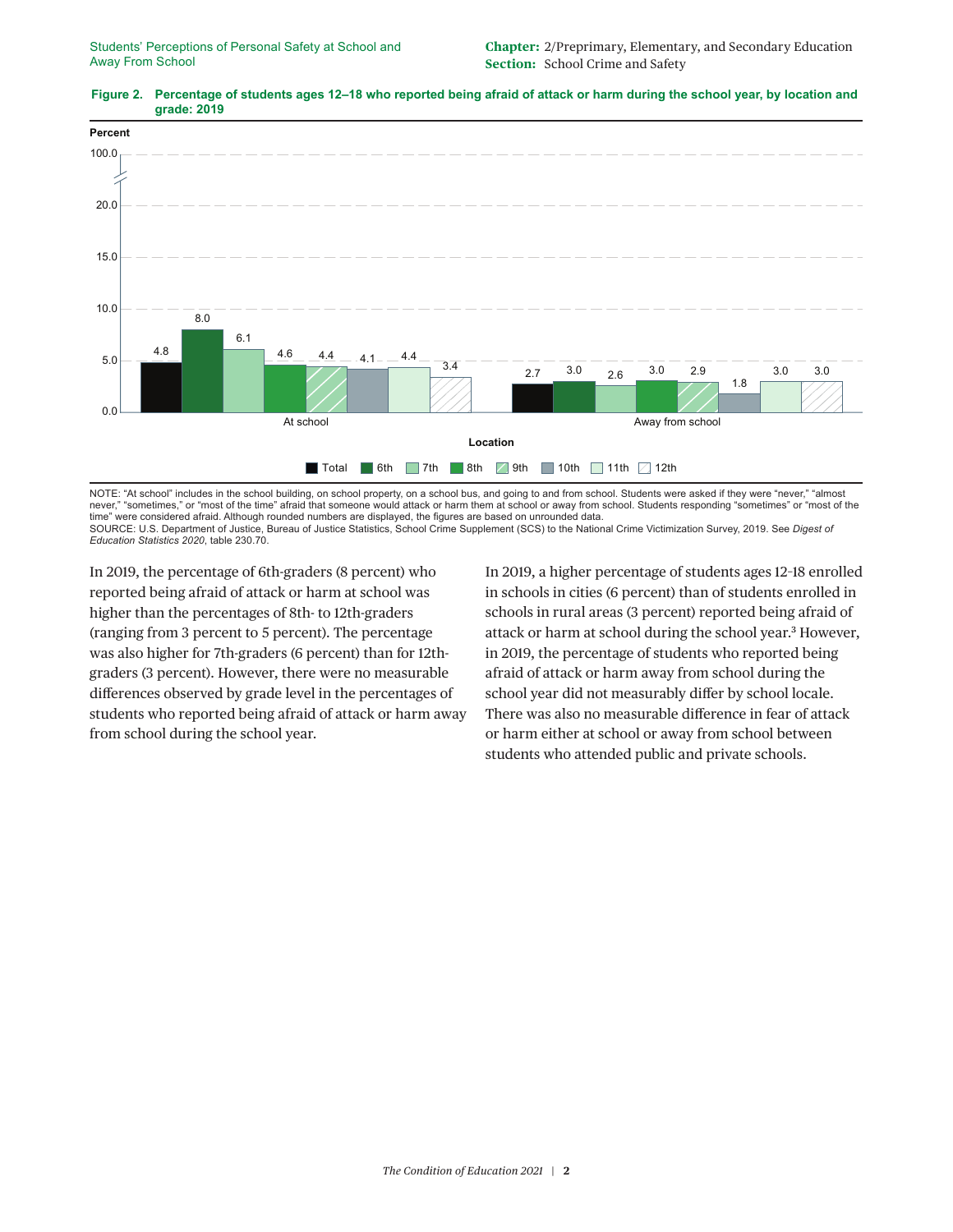**Figure 2. Percentage of students ages 12–18 who reported being afraid of attack or harm during the school year, by location and grade: 2019**

| Location | Total | 6th | 7th | 8th | 9th | 10th | 11th | 12th |
|---|---|---|---|---|---|---|---|---|
| At school | 4.8 | 8.0 | 6.1 | 4.6 | 4.4 | 4.1 | 4.4 | 3.4 |
| Away from school | 2.7 | 3.0 | 2.6 | 3.0 | 2.9 | 1.8 | 3.0 | 3.0 |

NOTE: "At school" includes in the school building, on school property, on a school bus, and going to and from school. Students were asked if they were "never," "almost never," "sometimes," or "most of the time" afraid that someone would attack or harm them at school or away from school. Students responding "sometimes" or "most of the time" were considered afraid. Although rounded numbers are displayed, the figures are based on unrounded data.
SOURCE: U.S. Department of Justice, Bureau of Justice Statistics, School Crime Supplement (SCS) to the National Crime Victimization Survey, 2019. See *Digest of Education Statistics 2020*, table 230.70.

In 2019, the percentage of 6th-graders (8 percent) who reported being afraid of attack or harm at school was higher than the percentages of 8th- to 12th-graders (ranging from 3 percent to 5 percent). The percentage was also higher for 7th-graders (6 percent) than for 12th-graders (3 percent). However, there were no measurable differences observed by grade level in the percentages of students who reported being afraid of attack or harm away from school during the school year.

In 2019, a higher percentage of students ages 12–18 enrolled in schools in cities (6 percent) than of students enrolled in schools in rural areas (3 percent) reported being afraid of attack or harm at school during the school year.[3] However, in 2019, the percentage of students who reported being afraid of attack or harm away from school during the school year did not measurably differ by school locale. There was also no measurable difference in fear of attack or harm either at school or away from school between students who attended public and private schools.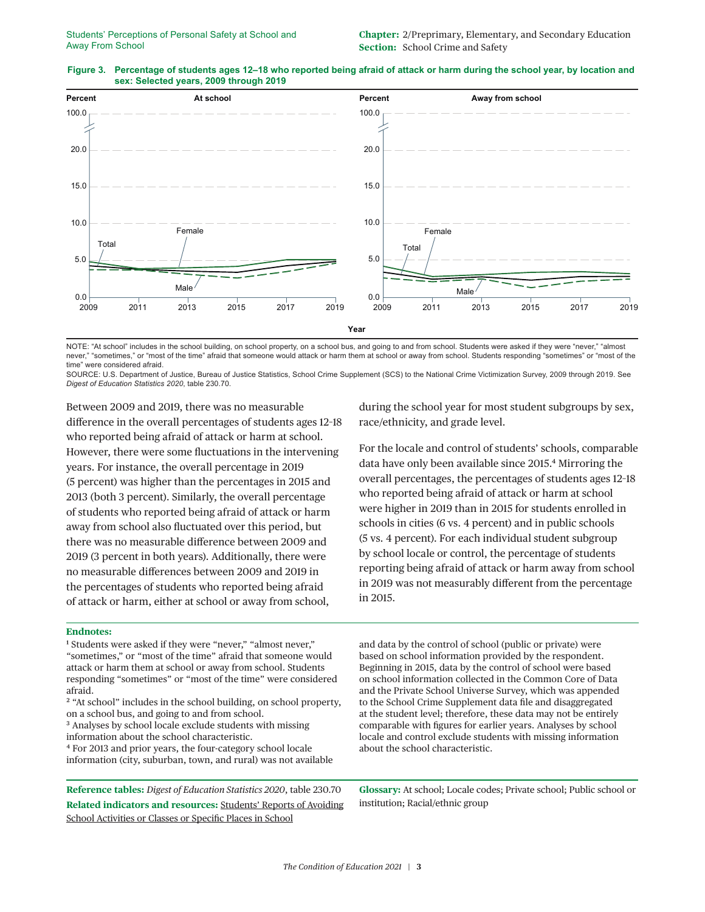**Figure 3. Percentage of students ages 12–18 who reported being afraid of attack or harm during the school year, by location and sex: Selected years, 2009 through 2019**

At school

Percent

100.0

20.0

15.0

10.0

5.0

0.0

Total

Female

Male

2009 2011 2013 2015 2017 2019

Away from school

Percent

100.0

20.0

15.0

10.0

5.0

0.0

Total

Female

Male

2009 2011 2013 2015 2017 2019

Year

NOTE: "At school" includes in the school building, on school property, on a school bus, and going to and from school. Students were asked if they were "never," "almost never," "sometimes," or "most of the time" afraid that someone would attack or harm them at school or away from school. Students responding "sometimes" or "most of the time" were considered afraid.

SOURCE: U.S. Department of Justice, Bureau of Justice Statistics, School Crime Supplement (SCS) to the National Crime Victimization Survey, 2009 through 2019. See *Digest of Education Statistics 2020*, table 230.70.

Between 2009 and 2019, there was no measurable difference in the overall percentages of students ages 12–18 who reported being afraid of attack or harm at school. However, there were some fluctuations in the intervening years. For instance, the overall percentage in 2019 (5 percent) was higher than the percentages in 2015 and 2013 (both 3 percent). Similarly, the overall percentage of students who reported being afraid of attack or harm away from school also fluctuated over this period, but there was no measurable difference between 2009 and 2019 (3 percent in both years). Additionally, there were no measurable differences between 2009 and 2019 in the percentages of students who reported being afraid of attack or harm, either at school or away from school, during the school year for most student subgroups by sex, race/ethnicity, and grade level.

For the locale and control of students' schools, comparable data have only been available since 2015.[4] Mirroring the overall percentages, the percentages of students ages 12–18 who reported being afraid of attack or harm at school were higher in 2019 than in 2015 for students enrolled in schools in cities (6 vs. 4 percent) and in public schools (5 vs. 4 percent). For each individual student subgroup by school locale or control, the percentage of students reporting being afraid of attack or harm away from school in 2019 was not measurably different from the percentage in 2015.

**Endnotes:**

[1] Students were asked if they were "never," "almost never," "sometimes," or "most of the time" afraid that someone would attack or harm them at school or away from school. Students responding "sometimes" or "most of the time" were considered afraid.

[2] "At school" includes in the school building, on school property, on a school bus, and going to and from school.

[3] Analyses by school locale exclude students with missing information about the school characteristic.

[4] For 2013 and prior years, the four-category school locale information (city, suburban, town, and rural) was not available and data by the control of school (public or private) were based on school information provided by the respondent. Beginning in 2015, data by the control of school were based on school information collected in the Common Core of Data and the Private School Universe Survey, which was appended to the School Crime Supplement data file and disaggregated at the student level; therefore, these data may not be entirely comparable with figures for earlier years. Analyses by school locale and control exclude students with missing information about the school characteristic.

**Reference tables:** *Digest of Education Statistics 2020*, table 230.70

**Related indicators and resources:** Students' Reports of Avoiding School Activities or Classes or Specific Places in School

**Glossary:** At school; Locale codes; Private school; Public school or institution; Racial/ethnic group